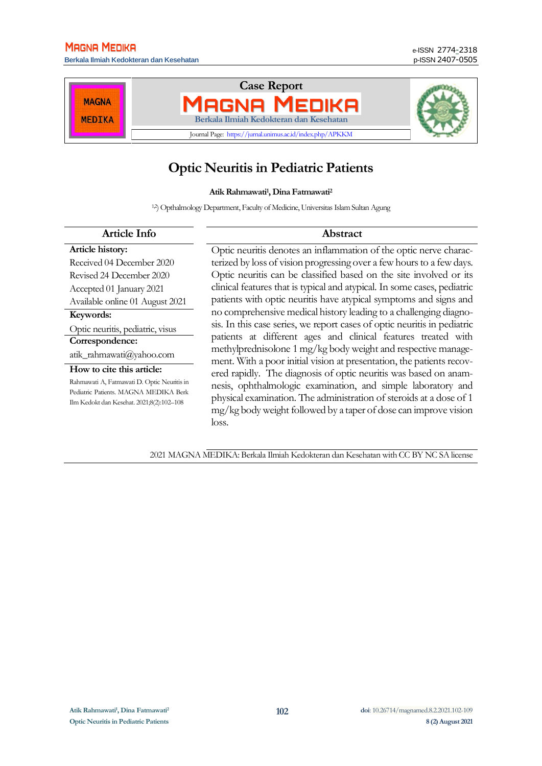Case Report

**MAGNA MEDIKA**

Berkala Ilmiah Kedokteran dan Kesehatan

Journal Page: https://jurnal.unimus.ac.id/index.php/APKKM

# Optic Neuritis in Pediatric Patients

**Atik Rahmawati[1], Dina Fatmawati[2]**

[1,2]) Opthalmology Department, Faculty of Medicine, Universitas Islam Sultan Agung

## Article Info

**Article history:**

Received 04 December 2020

Revised 24 December 2020

Accepted 01 January 2021

Available online 01 August 2021

**Keywords:**

Optic neuritis, pediatric, visus

**Correspondence:**

atik_rahmawati@yahoo.com

**How to cite this article:**

Rahmawati A, Fatmawati D. Optic Neuritis in Pediatric Patients. MAGNA MEDIKA Berk Ilm Kedokt dan Kesehat. 2021;8(2):102–108

## Abstract

Optic neuritis denotes an inflammation of the optic nerve characterized by loss of vision progressing over a few hours to a few days. Optic neuritis can be classified based on the site involved or its clinical features that is typical and atypical. In some cases, pediatric patients with optic neuritis have atypical symptoms and signs and no comprehensive medical history leading to a challenging diagnosis. In this case series, we report cases of optic neuritis in pediatric patients at different ages and clinical features treated with methylprednisolone 1 mg/kg body weight and respective management. With a poor initial vision at presentation, the patients recovered rapidly. The diagnosis of optic neuritis was based on anamnesis, ophthalmologic examination, and simple laboratory and physical examination. The administration of steroids at a dose of 1 mg/kg body weight followed by a taper of dose can improve vision loss.

2021 MAGNA MEDIKA: Berkala Ilmiah Kedokteran dan Kesehatan with CC BY NC SA license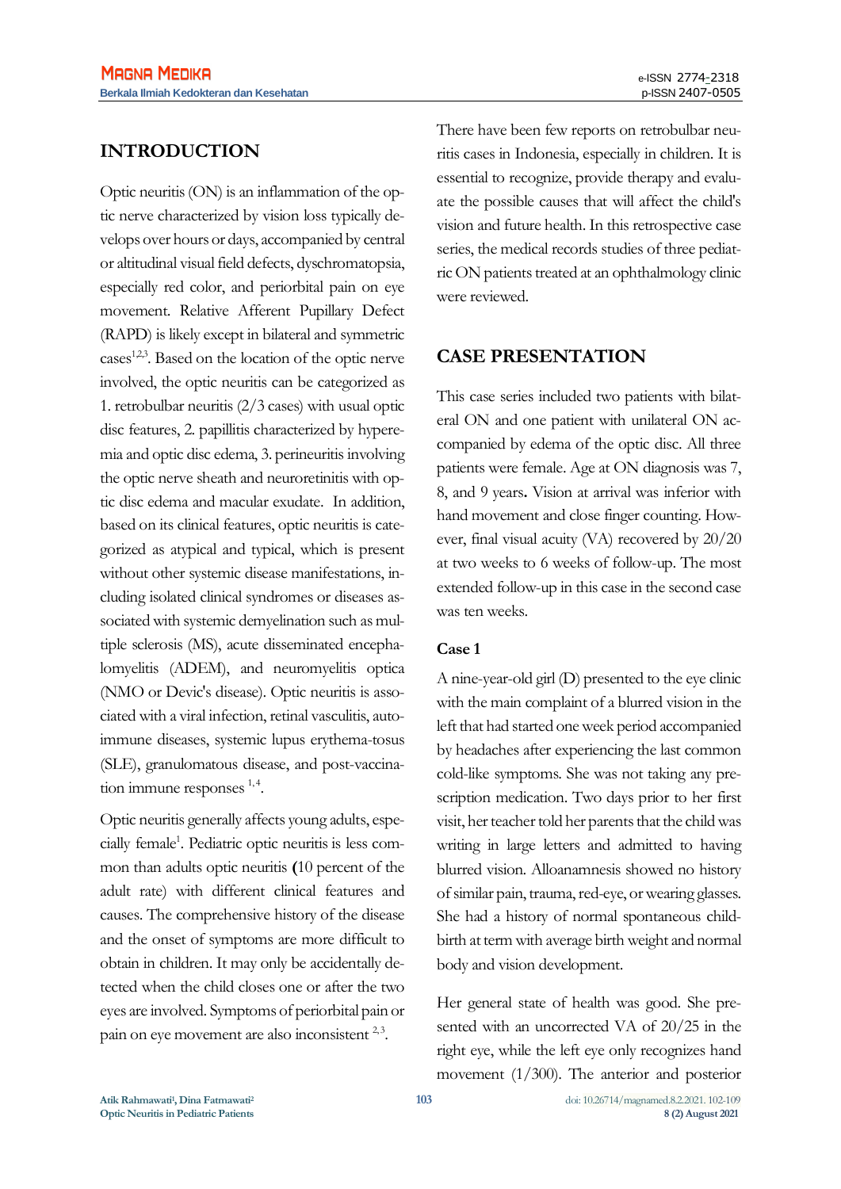## INTRODUCTION

Optic neuritis (ON) is an inflammation of the optic nerve characterized by vision loss typically develops over hours or days, accompanied by central or altitudinal visual field defects, dyschromatopsia, especially red color, and periorbital pain on eye movement. Relative Afferent Pupillary Defect (RAPD) is likely except in bilateral and symmetric cases[1,2,3]. Based on the location of the optic nerve involved, the optic neuritis can be categorized as 1. retrobulbar neuritis (2/3 cases) with usual optic disc features, 2. papillitis characterized by hyperemia and optic disc edema, 3. perineuritis involving the optic nerve sheath and neuroretinitis with optic disc edema and macular exudate. In addition, based on its clinical features, optic neuritis is categorized as atypical and typical, which is present without other systemic disease manifestations, including isolated clinical syndromes or diseases associated with systemic demyelination such as multiple sclerosis (MS), acute disseminated encephalomyelitis (ADEM), and neuromyelitis optica (NMO or Devic's disease). Optic neuritis is associated with a viral infection, retinal vasculitis, autoimmune diseases, systemic lupus erythema-tosus (SLE), granulomatous disease, and post-vaccination immune responses [1,4].

Optic neuritis generally affects young adults, especially female[1]. Pediatric optic neuritis is less common than adults optic neuritis **(**10 percent of the adult rate) with different clinical features and causes. The comprehensive history of the disease and the onset of symptoms are more difficult to obtain in children. It may only be accidentally detected when the child closes one or after the two eyes are involved. Symptoms of periorbital pain or pain on eye movement are also inconsistent [2,3].

There have been few reports on retrobulbar neuritis cases in Indonesia, especially in children. It is essential to recognize, provide therapy and evaluate the possible causes that will affect the child's vision and future health. In this retrospective case series, the medical records studies of three pediatric ON patients treated at an ophthalmology clinic were reviewed.

## CASE PRESENTATION

This case series included two patients with bilateral ON and one patient with unilateral ON accompanied by edema of the optic disc. All three patients were female. Age at ON diagnosis was 7, 8, and 9 years**.** Vision at arrival was inferior with hand movement and close finger counting. However, final visual acuity (VA) recovered by 20/20 at two weeks to 6 weeks of follow-up. The most extended follow-up in this case in the second case was ten weeks.

### Case 1

A nine-year-old girl (D) presented to the eye clinic with the main complaint of a blurred vision in the left that had started one week period accompanied by headaches after experiencing the last common cold-like symptoms. She was not taking any prescription medication. Two days prior to her first visit, her teacher told her parents that the child was writing in large letters and admitted to having blurred vision. Alloanamnesis showed no history of similar pain, trauma, red-eye, or wearing glasses. She had a history of normal spontaneous childbirth at term with average birth weight and normal body and vision development.

Her general state of health was good. She presented with an uncorrected VA of 20/25 in the right eye, while the left eye only recognizes hand movement (1/300). The anterior and posterior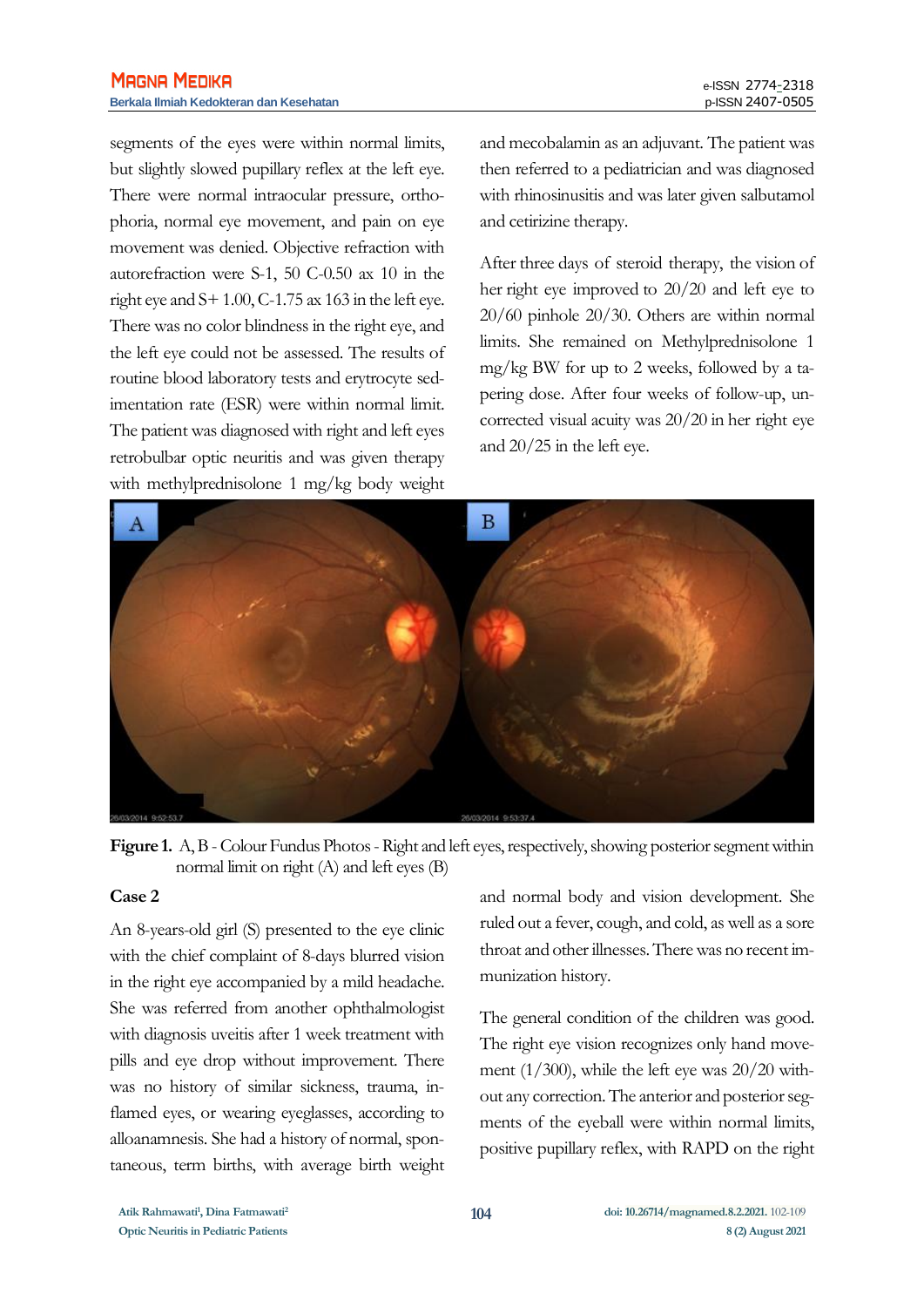segments of the eyes were within normal limits, but slightly slowed pupillary reflex at the left eye. There were normal intraocular pressure, orthophoria, normal eye movement, and pain on eye movement was denied. Objective refraction with autorefraction were S-1, 50 C-0.50 ax 10 in the right eye and S+ 1.00, C-1.75 ax 163 in the left eye. There was no color blindness in the right eye, and the left eye could not be assessed. The results of routine blood laboratory tests and erytrocyte sedimentation rate (ESR) were within normal limit. The patient was diagnosed with right and left eyes retrobulbar optic neuritis and was given therapy with methylprednisolone 1 mg/kg body weight and mecobalamin as an adjuvant. The patient was then referred to a pediatrician and was diagnosed with rhinosinusitis and was later given salbutamol and cetirizine therapy.

After three days of steroid therapy, the vision of her right eye improved to 20/20 and left eye to 20/60 pinhole 20/30. Others are within normal limits. She remained on Methylprednisolone 1 mg/kg BW for up to 2 weeks, followed by a tapering dose. After four weeks of follow-up, uncorrected visual acuity was 20/20 in her right eye and 20/25 in the left eye.

**Figure 1.** A, B - Colour Fundus Photos - Right and left eyes, respectively, showing posterior segment within normal limit on right (A) and left eyes (B)

### Case 2

An 8-years-old girl (S) presented to the eye clinic with the chief complaint of 8-days blurred vision in the right eye accompanied by a mild headache. She was referred from another ophthalmologist with diagnosis uveitis after 1 week treatment with pills and eye drop without improvement. There was no history of similar sickness, trauma, inflamed eyes, or wearing eyeglasses, according to alloanamnesis. She had a history of normal, spontaneous, term births, with average birth weight and normal body and vision development. She ruled out a fever, cough, and cold, as well as a sore throat and other illnesses. There was no recent immunization history.

The general condition of the children was good. The right eye vision recognizes only hand movement (1/300), while the left eye was 20/20 without any correction. The anterior and posterior segments of the eyeball were within normal limits, positive pupillary reflex, with RAPD on the right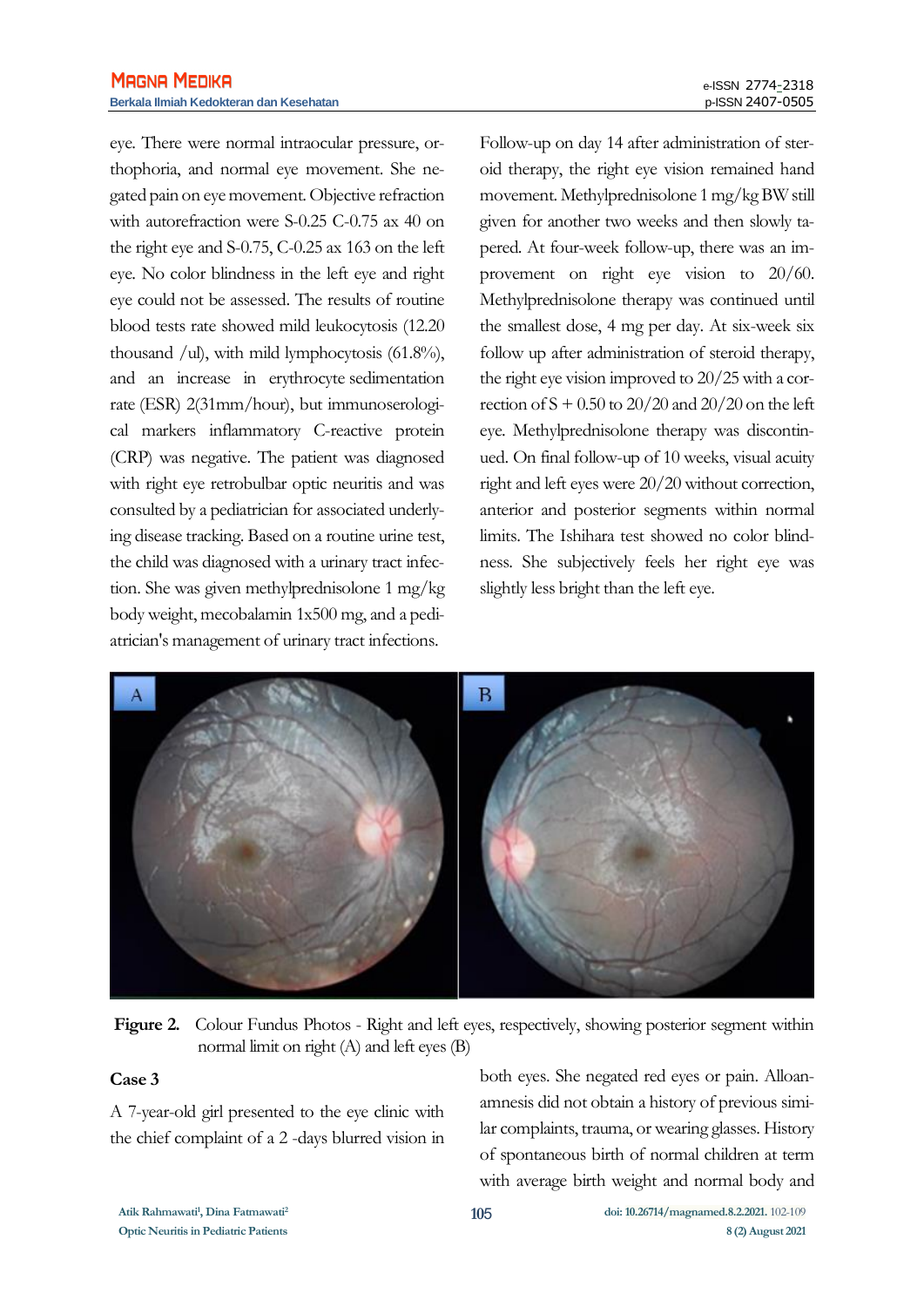eye. There were normal intraocular pressure, orthophoria, and normal eye movement. She negated pain on eye movement. Objective refraction with autorefraction were S-0.25 C-0.75 ax 40 on the right eye and S-0.75, C-0.25 ax 163 on the left eye. No color blindness in the left eye and right eye could not be assessed. The results of routine blood tests rate showed mild leukocytosis (12.20 thousand /ul), with mild lymphocytosis (61.8%), and an increase in erythrocyte sedimentation rate (ESR) 2(31mm/hour), but immunoserological markers inflammatory C-reactive protein (CRP) was negative. The patient was diagnosed with right eye retrobulbar optic neuritis and was consulted by a pediatrician for associated underlying disease tracking. Based on a routine urine test, the child was diagnosed with a urinary tract infection. She was given methylprednisolone 1 mg/kg body weight, mecobalamin 1x500 mg, and a pediatrician's management of urinary tract infections.

Follow-up on day 14 after administration of steroid therapy, the right eye vision remained hand movement. Methylprednisolone 1 mg/kg BW still given for another two weeks and then slowly tapered. At four-week follow-up, there was an improvement on right eye vision to 20/60. Methylprednisolone therapy was continued until the smallest dose, 4 mg per day. At six-week six follow up after administration of steroid therapy, the right eye vision improved to 20/25 with a correction of S + 0.50 to 20/20 and 20/20 on the left eye. Methylprednisolone therapy was discontinued. On final follow-up of 10 weeks, visual acuity right and left eyes were 20/20 without correction, anterior and posterior segments within normal limits. The Ishihara test showed no color blindness. She subjectively feels her right eye was slightly less bright than the left eye.

**Figure 2.** Colour Fundus Photos - Right and left eyes, respectively, showing posterior segment within normal limit on right (A) and left eyes (B)

**Case 3**

A 7-year-old girl presented to the eye clinic with the chief complaint of a 2 -days blurred vision in both eyes. She negated red eyes or pain. Alloanamnesis did not obtain a history of previous similar complaints, trauma, or wearing glasses. History of spontaneous birth of normal children at term with average birth weight and normal body and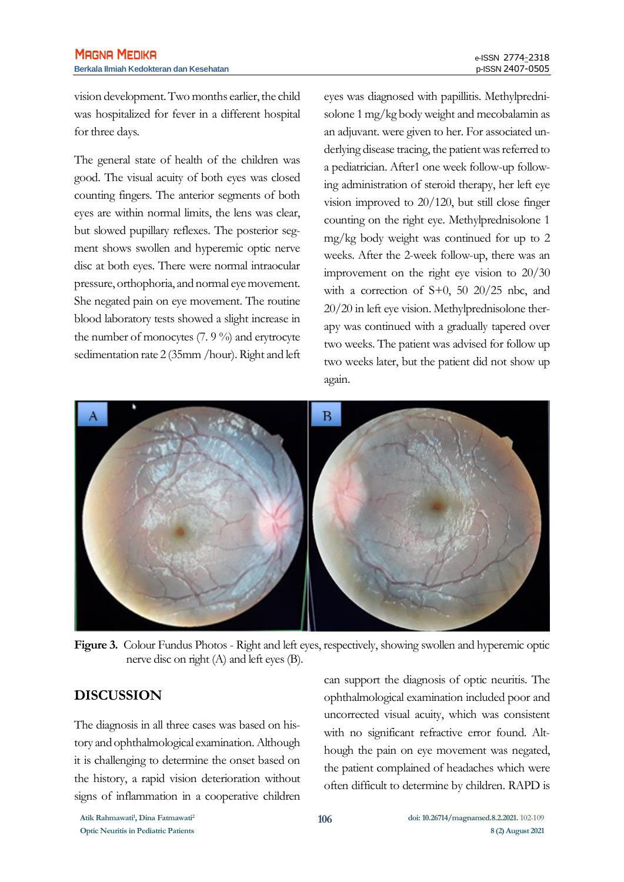vision development. Two months earlier, the child was hospitalized for fever in a different hospital for three days.

The general state of health of the children was good. The visual acuity of both eyes was closed counting fingers. The anterior segments of both eyes are within normal limits, the lens was clear, but slowed pupillary reflexes. The posterior segment shows swollen and hyperemic optic nerve disc at both eyes. There were normal intraocular pressure, orthophoria, and normal eye movement. She negated pain on eye movement. The routine blood laboratory tests showed a slight increase in the number of monocytes (7. 9 %) and erytrocyte sedimentation rate 2 (35mm /hour). Right and left eyes was diagnosed with papillitis. Methylprednisolone 1 mg/kg body weight and mecobalamin as an adjuvant. were given to her. For associated underlying disease tracing, the patient was referred to a pediatrician. After1 one week follow-up following administration of steroid therapy, her left eye vision improved to 20/120, but still close finger counting on the right eye. Methylprednisolone 1 mg/kg body weight was continued for up to 2 weeks. After the 2-week follow-up, there was an improvement on the right eye vision to 20/30 with a correction of S+0, 50 20/25 nbc, and 20/20 in left eye vision. Methylprednisolone therapy was continued with a gradually tapered over two weeks. The patient was advised for follow up two weeks later, but the patient did not show up again.

**Figure 3.** Colour Fundus Photos - Right and left eyes, respectively, showing swollen and hyperemic optic nerve disc on right (A) and left eyes (B).

## DISCUSSION

The diagnosis in all three cases was based on history and ophthalmological examination. Although it is challenging to determine the onset based on the history, a rapid vision deterioration without signs of inflammation in a cooperative children can support the diagnosis of optic neuritis. The ophthalmological examination included poor and uncorrected visual acuity, which was consistent with no significant refractive error found. Although the pain on eye movement was negated, the patient complained of headaches which were often difficult to determine by children. RAPD is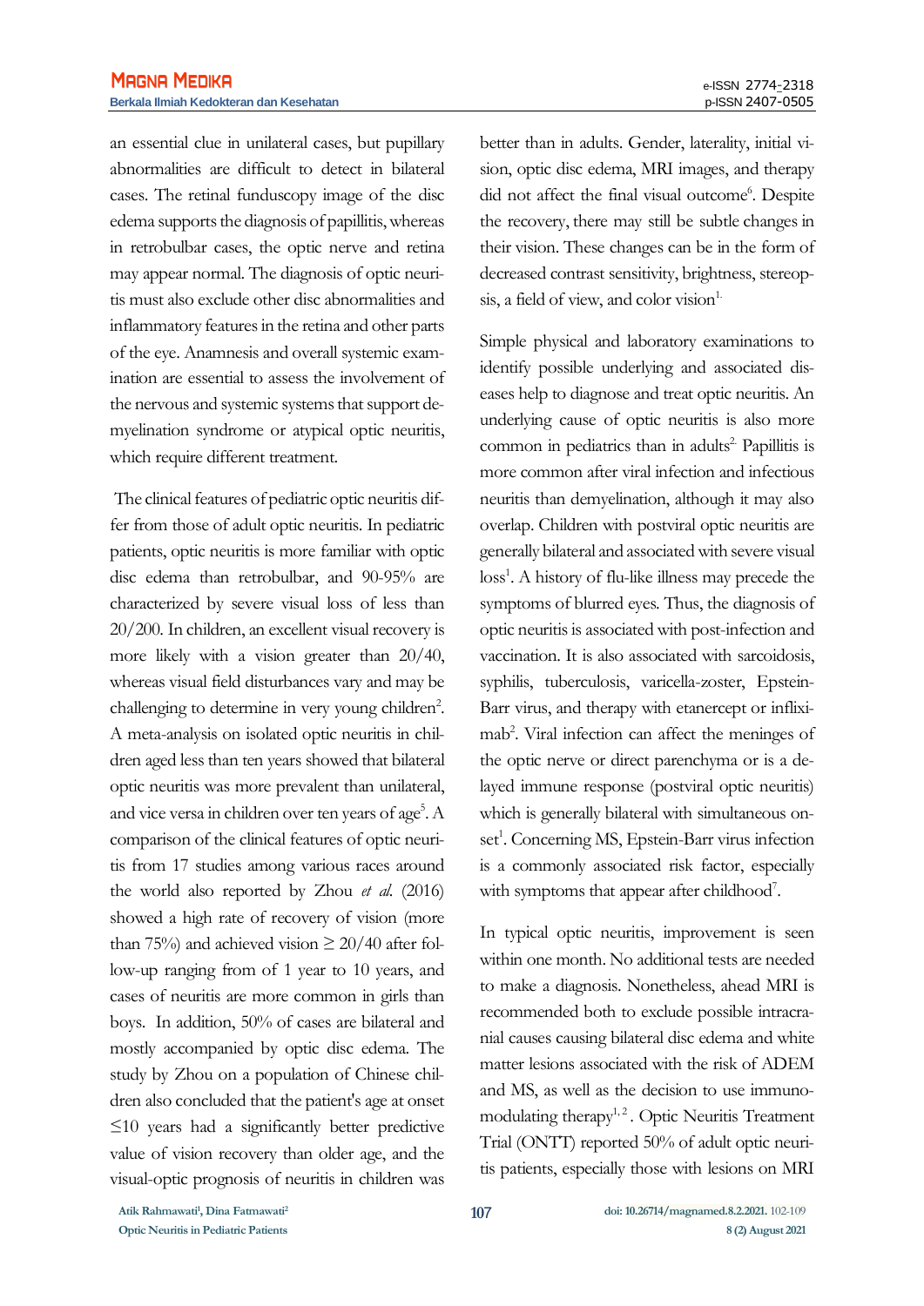an essential clue in unilateral cases, but pupillary abnormalities are difficult to detect in bilateral cases. The retinal funduscopy image of the disc edema supports the diagnosis of papillitis, whereas in retrobulbar cases, the optic nerve and retina may appear normal. The diagnosis of optic neuritis must also exclude other disc abnormalities and inflammatory features in the retina and other parts of the eye. Anamnesis and overall systemic examination are essential to assess the involvement of the nervous and systemic systems that support demyelination syndrome or atypical optic neuritis, which require different treatment.

The clinical features of pediatric optic neuritis differ from those of adult optic neuritis. In pediatric patients, optic neuritis is more familiar with optic disc edema than retrobulbar, and 90-95% are characterized by severe visual loss of less than 20/200. In children, an excellent visual recovery is more likely with a vision greater than 20/40, whereas visual field disturbances vary and may be challenging to determine in very young children[2]. A meta-analysis on isolated optic neuritis in children aged less than ten years showed that bilateral optic neuritis was more prevalent than unilateral, and vice versa in children over ten years of age[5]. A comparison of the clinical features of optic neuritis from 17 studies among various races around the world also reported by Zhou *et al.* (2016) showed a high rate of recovery of vision (more than 75%) and achieved vision $\geq$ 20/40 after follow-up ranging from of 1 year to 10 years, and cases of neuritis are more common in girls than boys. In addition, 50% of cases are bilateral and mostly accompanied by optic disc edema. The study by Zhou on a population of Chinese children also concluded that the patient's age at onset $\leq$10 years had a significantly better predictive value of vision recovery than older age, and the visual-optic prognosis of neuritis in children was better than in adults. Gender, laterality, initial vision, optic disc edema, MRI images, and therapy did not affect the final visual outcome[6]. Despite the recovery, there may still be subtle changes in their vision. These changes can be in the form of decreased contrast sensitivity, brightness, stereopsis, a field of view, and color vision[1].

Simple physical and laboratory examinations to identify possible underlying and associated diseases help to diagnose and treat optic neuritis. An underlying cause of optic neuritis is also more common in pediatrics than in adults[2]. Papillitis is more common after viral infection and infectious neuritis than demyelination, although it may also overlap. Children with postviral optic neuritis are generally bilateral and associated with severe visual loss[1]. A history of flu-like illness may precede the symptoms of blurred eyes. Thus, the diagnosis of optic neuritis is associated with post-infection and vaccination. It is also associated with sarcoidosis, syphilis, tuberculosis, varicella-zoster, Epstein-Barr virus, and therapy with etanercept or infliximab[2]. Viral infection can affect the meninges of the optic nerve or direct parenchyma or is a delayed immune response (postviral optic neuritis) which is generally bilateral with simultaneous onset[1]. Concerning MS, Epstein-Barr virus infection is a commonly associated risk factor, especially with symptoms that appear after childhood[7].

In typical optic neuritis, improvement is seen within one month. No additional tests are needed to make a diagnosis. Nonetheless, ahead MRI is recommended both to exclude possible intracranial causes causing bilateral disc edema and white matter lesions associated with the risk of ADEM and MS, as well as the decision to use immunomodulating therapy[1,2]. Optic Neuritis Treatment Trial (ONTT) reported 50% of adult optic neuritis patients, especially those with lesions on MRI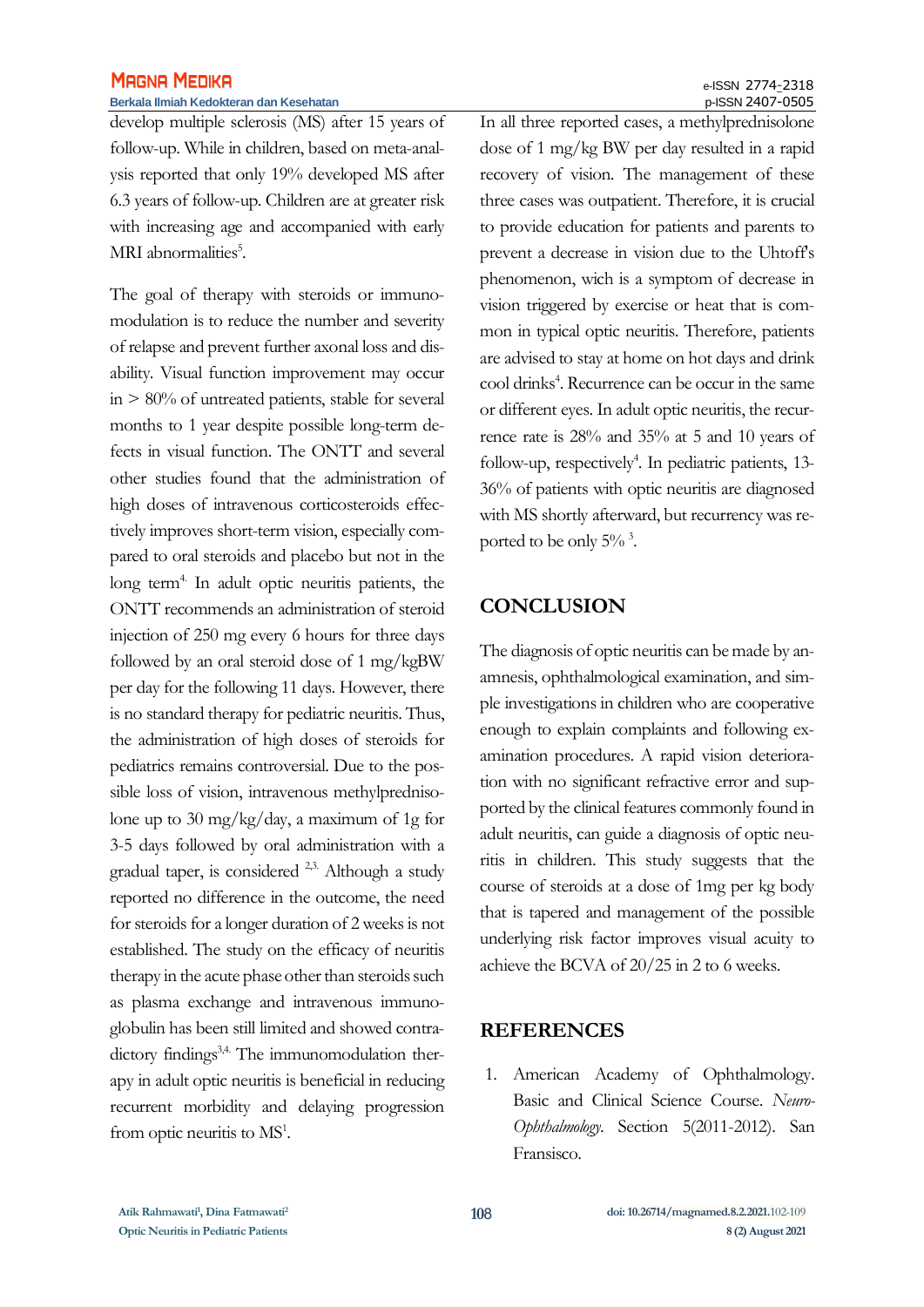develop multiple sclerosis (MS) after 15 years of follow-up. While in children, based on meta-analysis reported that only 19% developed MS after 6.3 years of follow-up. Children are at greater risk with increasing age and accompanied with early MRI abnormalities[5].

The goal of therapy with steroids or immunomodulation is to reduce the number and severity of relapse and prevent further axonal loss and disability. Visual function improvement may occur in > 80% of untreated patients, stable for several months to 1 year despite possible long-term defects in visual function. The ONTT and several other studies found that the administration of high doses of intravenous corticosteroids effectively improves short-term vision, especially compared to oral steroids and placebo but not in the long term[4]. In adult optic neuritis patients, the ONTT recommends an administration of steroid injection of 250 mg every 6 hours for three days followed by an oral steroid dose of 1 mg/kgBW per day for the following 11 days. However, there is no standard therapy for pediatric neuritis. Thus, the administration of high doses of steroids for pediatrics remains controversial. Due to the possible loss of vision, intravenous methylprednisolone up to 30 mg/kg/day, a maximum of 1g for 3-5 days followed by oral administration with a gradual taper, is considered [2,3]. Although a study reported no difference in the outcome, the need for steroids for a longer duration of 2 weeks is not established. The study on the efficacy of neuritis therapy in the acute phase other than steroids such as plasma exchange and intravenous immunoglobulin has been still limited and showed contradictory findings[3,4]. The immunomodulation therapy in adult optic neuritis is beneficial in reducing recurrent morbidity and delaying progression from optic neuritis to MS[1].

In all three reported cases, a methylprednisolone dose of 1 mg/kg BW per day resulted in a rapid recovery of vision. The management of these three cases was outpatient. Therefore, it is crucial to provide education for patients and parents to prevent a decrease in vision due to the Uhtoff's phenomenon, wich is a symptom of decrease in vision triggered by exercise or heat that is common in typical optic neuritis. Therefore, patients are advised to stay at home on hot days and drink cool drinks[4]. Recurrence can be occur in the same or different eyes. In adult optic neuritis, the recurrence rate is 28% and 35% at 5 and 10 years of follow-up, respectively[4]. In pediatric patients, 13-36% of patients with optic neuritis are diagnosed with MS shortly afterward, but recurrency was reported to be only 5% [3].

## CONCLUSION

The diagnosis of optic neuritis can be made by anamnesis, ophthalmological examination, and simple investigations in children who are cooperative enough to explain complaints and following examination procedures. A rapid vision deterioration with no significant refractive error and supported by the clinical features commonly found in adult neuritis, can guide a diagnosis of optic neuritis in children. This study suggests that the course of steroids at a dose of 1mg per kg body that is tapered and management of the possible underlying risk factor improves visual acuity to achieve the BCVA of 20/25 in 2 to 6 weeks.

## REFERENCES

1. American Academy of Ophthalmology. Basic and Clinical Science Course. *Neuro-Ophthalmology*. Section 5(2011-2012). San Fransisco.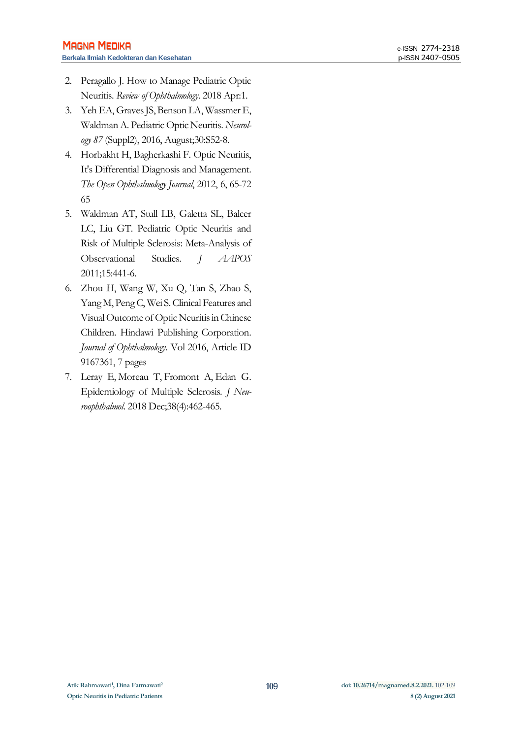2. Peragallo J. How to Manage Pediatric Optic Neuritis. *Review of Ophthalmology*. 2018 Apr:1.
3. Yeh EA, Graves JS, Benson LA, Wassmer E, Waldman A. Pediatric Optic Neuritis. *Neurology 87* (Suppl2), 2016, August;30:S52-8.
4. Horbakht H, Bagherkashi F. Optic Neuritis, It's Differential Diagnosis and Management. *The Open Ophthalmology Journal*, 2012, 6, 65-72 65
5. Waldman AT, Stull LB, Galetta SL, Balcer LC, Liu GT. Pediatric Optic Neuritis and Risk of Multiple Sclerosis: Meta-Analysis of Observational Studies. *J AAPOS* 2011;15:441-6.
6. Zhou H, Wang W, Xu Q, Tan S, Zhao S, Yang M, Peng C, Wei S. Clinical Features and Visual Outcome of Optic Neuritis in Chinese Children. Hindawi Publishing Corporation. *Journal of Ophthalmology*. Vol 2016, Article ID 9167361, 7 pages
7. Leray E, Moreau T, Fromont A, Edan G. Epidemiology of Multiple Sclerosis. *J Neuroophthalmol*. 2018 Dec;38(4):462-465.